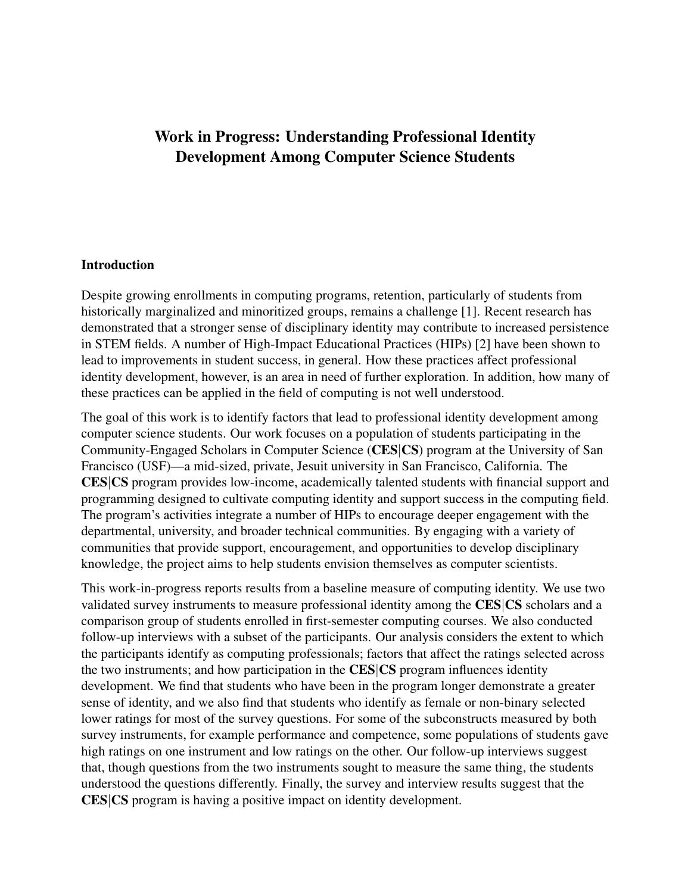# Work in Progress: Understanding Professional Identity Development Among Computer Science Students

## Introduction

Despite growing enrollments in computing programs, retention, particularly of students from historically marginalized and minoritized groups, remains a challenge [1]. Recent research has demonstrated that a stronger sense of disciplinary identity may contribute to increased persistence in STEM fields. A number of High-Impact Educational Practices (HIPs) [2] have been shown to lead to improvements in student success, in general. How these practices affect professional identity development, however, is an area in need of further exploration. In addition, how many of these practices can be applied in the field of computing is not well understood.

The goal of this work is to identify factors that lead to professional identity development among computer science students. Our work focuses on a population of students participating in the Community-Engaged Scholars in Computer Science (**CES|CS**) program at the University of San Francisco (USF)—a mid-sized, private, Jesuit university in San Francisco, California. The **CES|CS** program provides low-income, academically talented students with financial support and programming designed to cultivate computing identity and support success in the computing field. The program's activities integrate a number of HIPs to encourage deeper engagement with the departmental, university, and broader technical communities. By engaging with a variety of communities that provide support, encouragement, and opportunities to develop disciplinary knowledge, the project aims to help students envision themselves as computer scientists.

This work-in-progress reports results from a baseline measure of computing identity. We use two validated survey instruments to measure professional identity among the **CES|CS** scholars and a comparison group of students enrolled in first-semester computing courses. We also conducted follow-up interviews with a subset of the participants. Our analysis considers the extent to which the participants identify as computing professionals; factors that affect the ratings selected across the two instruments; and how participation in the **CES|CS** program influences identity development. We find that students who have been in the program longer demonstrate a greater sense of identity, and we also find that students who identify as female or non-binary selected lower ratings for most of the survey questions. For some of the subconstructs measured by both survey instruments, for example performance and competence, some populations of students gave high ratings on one instrument and low ratings on the other. Our follow-up interviews suggest that, though questions from the two instruments sought to measure the same thing, the students understood the questions differently. Finally, the survey and interview results suggest that the **CES|CS** program is having a positive impact on identity development.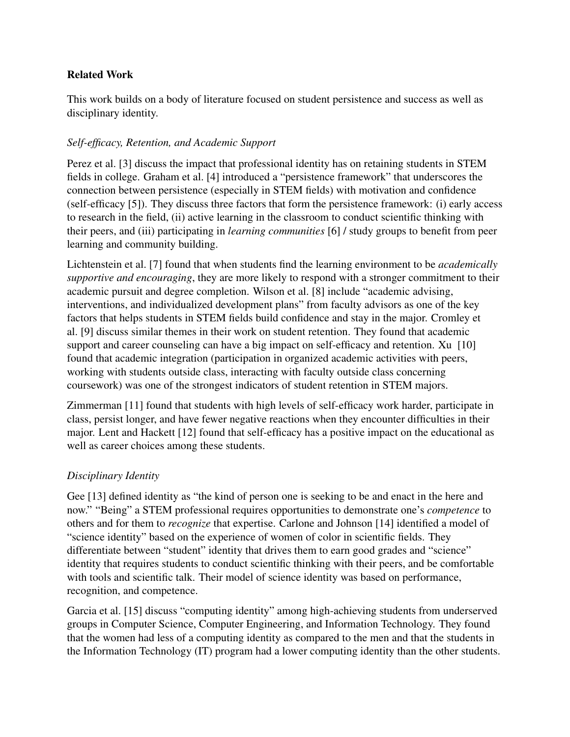## Related Work

This work builds on a body of literature focused on student persistence and success as well as disciplinary identity.

### *Self-efficacy, Retention, and Academic Support*

Perez et al. [3] discuss the impact that professional identity has on retaining students in STEM fields in college. Graham et al. [4] introduced a "persistence framework" that underscores the connection between persistence (especially in STEM fields) with motivation and confidence (self-efficacy [5]). They discuss three factors that form the persistence framework: (i) early access to research in the field, (ii) active learning in the classroom to conduct scientific thinking with their peers, and (iii) participating in *learning communities* [6] / study groups to benefit from peer learning and community building.

Lichtenstein et al. [7] found that when students find the learning environment to be *academically supportive and encouraging*, they are more likely to respond with a stronger commitment to their academic pursuit and degree completion. Wilson et al. [8] include "academic advising, interventions, and individualized development plans" from faculty advisors as one of the key factors that helps students in STEM fields build confidence and stay in the major. Cromley et al. [9] discuss similar themes in their work on student retention. They found that academic support and career counseling can have a big impact on self-efficacy and retention. Xu [10] found that academic integration (participation in organized academic activities with peers, working with students outside class, interacting with faculty outside class concerning coursework) was one of the strongest indicators of student retention in STEM majors.

Zimmerman [11] found that students with high levels of self-efficacy work harder, participate in class, persist longer, and have fewer negative reactions when they encounter difficulties in their major. Lent and Hackett [12] found that self-efficacy has a positive impact on the educational as well as career choices among these students.

### *Disciplinary Identity*

Gee [13] defined identity as "the kind of person one is seeking to be and enact in the here and now." "Being" a STEM professional requires opportunities to demonstrate one's *competence* to others and for them to *recognize* that expertise. Carlone and Johnson [14] identified a model of "science identity" based on the experience of women of color in scientific fields. They differentiate between "student" identity that drives them to earn good grades and "science" identity that requires students to conduct scientific thinking with their peers, and be comfortable with tools and scientific talk. Their model of science identity was based on performance, recognition, and competence.

Garcia et al. [15] discuss "computing identity" among high-achieving students from underserved groups in Computer Science, Computer Engineering, and Information Technology. They found that the women had less of a computing identity as compared to the men and that the students in the Information Technology (IT) program had a lower computing identity than the other students.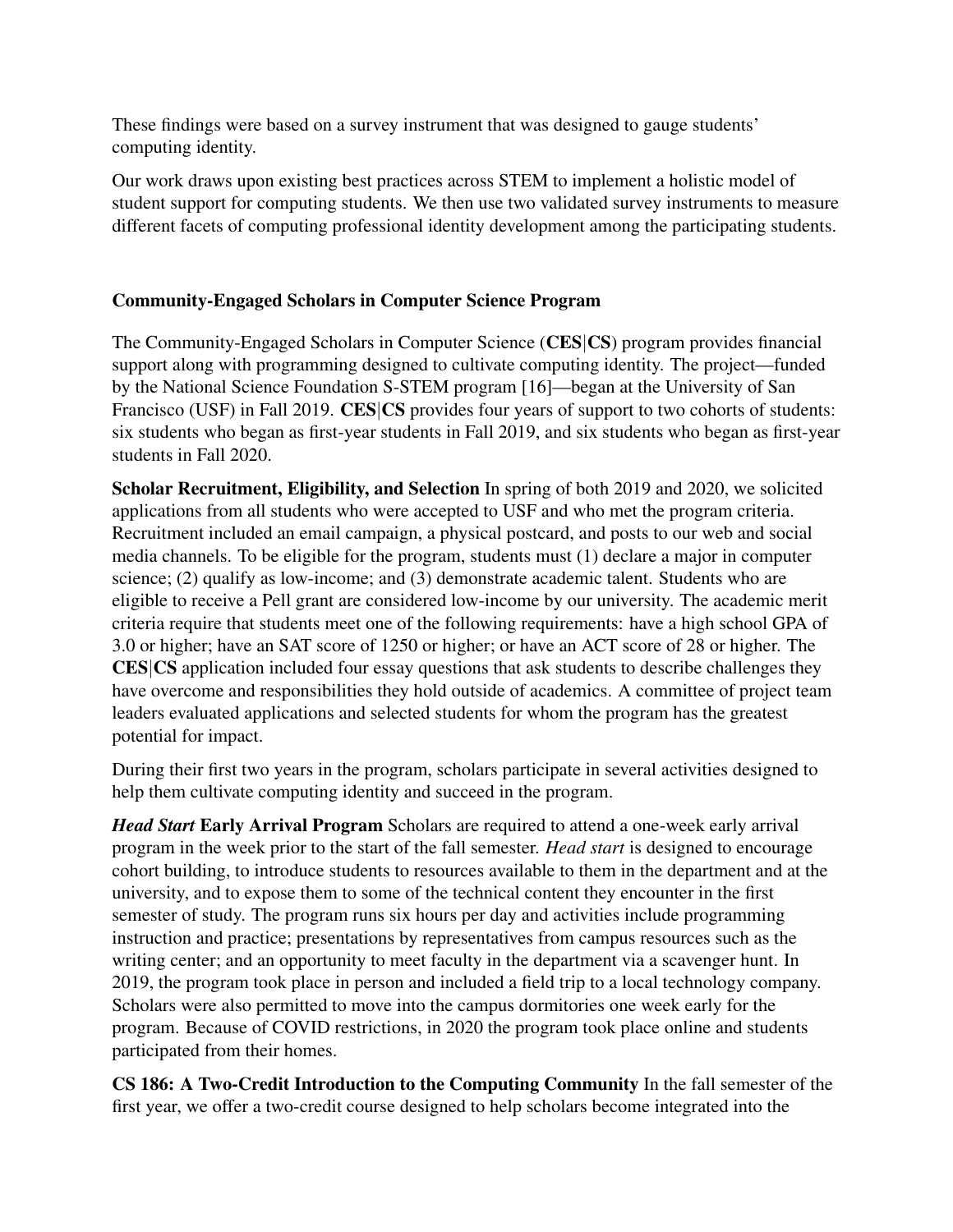These findings were based on a survey instrument that was designed to gauge students' computing identity.

Our work draws upon existing best practices across STEM to implement a holistic model of student support for computing students. We then use two validated survey instruments to measure different facets of computing professional identity development among the participating students.

## Community-Engaged Scholars in Computer Science Program

The Community-Engaged Scholars in Computer Science (**CES|CS**) program provides financial support along with programming designed to cultivate computing identity. The project—funded by the National Science Foundation S-STEM program [16]—began at the University of San Francisco (USF) in Fall 2019. **CES|CS** provides four years of support to two cohorts of students: six students who began as first-year students in Fall 2019, and six students who began as first-year students in Fall 2020.

**Scholar Recruitment, Eligibility, and Selection** In spring of both 2019 and 2020, we solicited applications from all students who were accepted to USF and who met the program criteria. Recruitment included an email campaign, a physical postcard, and posts to our web and social media channels. To be eligible for the program, students must (1) declare a major in computer science; (2) qualify as low-income; and (3) demonstrate academic talent. Students who are eligible to receive a Pell grant are considered low-income by our university. The academic merit criteria require that students meet one of the following requirements: have a high school GPA of 3.0 or higher; have an SAT score of 1250 or higher; or have an ACT score of 28 or higher. The **CES|CS** application included four essay questions that ask students to describe challenges they have overcome and responsibilities they hold outside of academics. A committee of project team leaders evaluated applications and selected students for whom the program has the greatest potential for impact.

During their first two years in the program, scholars participate in several activities designed to help them cultivate computing identity and succeed in the program.

***Head Start* Early Arrival Program** Scholars are required to attend a one-week early arrival program in the week prior to the start of the fall semester. *Head start* is designed to encourage cohort building, to introduce students to resources available to them in the department and at the university, and to expose them to some of the technical content they encounter in the first semester of study. The program runs six hours per day and activities include programming instruction and practice; presentations by representatives from campus resources such as the writing center; and an opportunity to meet faculty in the department via a scavenger hunt. In 2019, the program took place in person and included a field trip to a local technology company. Scholars were also permitted to move into the campus dormitories one week early for the program. Because of COVID restrictions, in 2020 the program took place online and students participated from their homes.

**CS 186: A Two-Credit Introduction to the Computing Community** In the fall semester of the first year, we offer a two-credit course designed to help scholars become integrated into the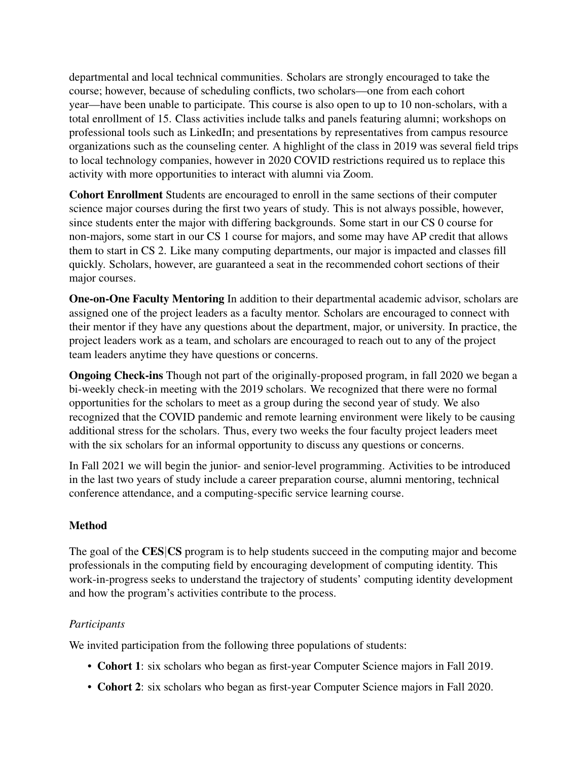departmental and local technical communities. Scholars are strongly encouraged to take the course; however, because of scheduling conflicts, two scholars—one from each cohort year—have been unable to participate. This course is also open to up to 10 non-scholars, with a total enrollment of 15. Class activities include talks and panels featuring alumni; workshops on professional tools such as LinkedIn; and presentations by representatives from campus resource organizations such as the counseling center. A highlight of the class in 2019 was several field trips to local technology companies, however in 2020 COVID restrictions required us to replace this activity with more opportunities to interact with alumni via Zoom.

**Cohort Enrollment** Students are encouraged to enroll in the same sections of their computer science major courses during the first two years of study. This is not always possible, however, since students enter the major with differing backgrounds. Some start in our CS 0 course for non-majors, some start in our CS 1 course for majors, and some may have AP credit that allows them to start in CS 2. Like many computing departments, our major is impacted and classes fill quickly. Scholars, however, are guaranteed a seat in the recommended cohort sections of their major courses.

**One-on-One Faculty Mentoring** In addition to their departmental academic advisor, scholars are assigned one of the project leaders as a faculty mentor. Scholars are encouraged to connect with their mentor if they have any questions about the department, major, or university. In practice, the project leaders work as a team, and scholars are encouraged to reach out to any of the project team leaders anytime they have questions or concerns.

**Ongoing Check-ins** Though not part of the originally-proposed program, in fall 2020 we began a bi-weekly check-in meeting with the 2019 scholars. We recognized that there were no formal opportunities for the scholars to meet as a group during the second year of study. We also recognized that the COVID pandemic and remote learning environment were likely to be causing additional stress for the scholars. Thus, every two weeks the four faculty project leaders meet with the six scholars for an informal opportunity to discuss any questions or concerns.

In Fall 2021 we will begin the junior- and senior-level programming. Activities to be introduced in the last two years of study include a career preparation course, alumni mentoring, technical conference attendance, and a computing-specific service learning course.

## Method

The goal of the **CES|CS** program is to help students succeed in the computing major and become professionals in the computing field by encouraging development of computing identity. This work-in-progress seeks to understand the trajectory of students' computing identity development and how the program's activities contribute to the process.

### *Participants*

We invited participation from the following three populations of students:

- **Cohort 1**: six scholars who began as first-year Computer Science majors in Fall 2019.
- **Cohort 2**: six scholars who began as first-year Computer Science majors in Fall 2020.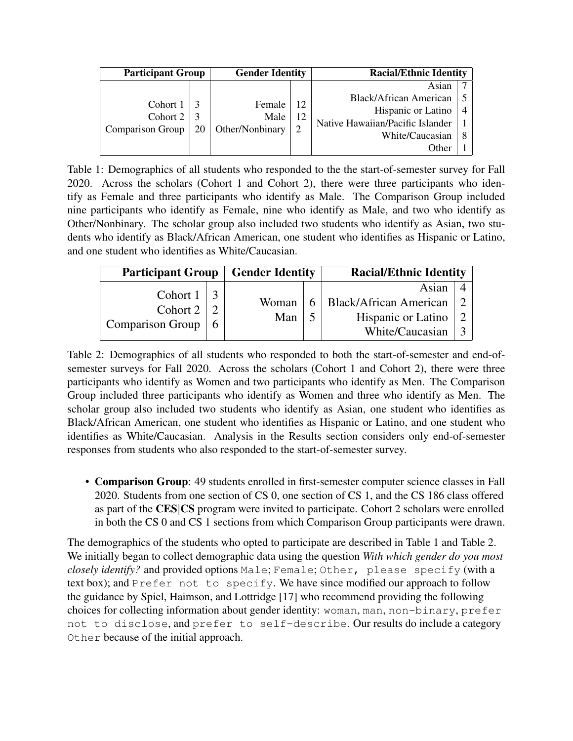| Participant Group | | Gender Identity | | Racial/Ethnic Identity | |
|---|---|---|---|---|---|
| Cohort 1 | 3 | Female | 12 | Asian | 7 |
| Cohort 2 | 3 | Male | 12 | Black/African American | 5 |
| Comparison Group | 20 | Other/Nonbinary | 2 | Hispanic or Latino | 4 |
| | | | | Native Hawaiian/Pacific Islander | 1 |
| | | | | White/Caucasian | 8 |
| | | | | Other | 1 |

Table 1: Demographics of all students who responded to the the start-of-semester survey for Fall 2020. Across the scholars (Cohort 1 and Cohort 2), there were three participants who identify as Female and three participants who identify as Male. The Comparison Group included nine participants who identify as Female, nine who identify as Male, and two who identify as Other/Nonbinary. The scholar group also included two students who identify as Asian, two students who identify as Black/African American, one student who identifies as Hispanic or Latino, and one student who identifies as White/Caucasian.

| Participant Group | | Gender Identity | | Racial/Ethnic Identity | |
|---|---|---|---|---|---|
| Cohort 1 | 3 | Woman | 6 | Asian | 4 |
| Cohort 2 | 2 | Man | 5 | Black/African American | 2 |
| Comparison Group | 6 | | | Hispanic or Latino | 2 |
| | | | | White/Caucasian | 3 |

Table 2: Demographics of all students who responded to both the start-of-semester and end-of-semester surveys for Fall 2020. Across the scholars (Cohort 1 and Cohort 2), there were three participants who identify as Women and two participants who identify as Men. The Comparison Group included three participants who identify as Women and three who identify as Men. The scholar group also included two students who identify as Asian, one student who identifies as Black/African American, one student who identifies as Hispanic or Latino, and one student who identifies as White/Caucasian. Analysis in the Results section considers only end-of-semester responses from students who also responded to the start-of-semester survey.

- **Comparison Group**: 49 students enrolled in first-semester computer science classes in Fall 2020. Students from one section of CS 0, one section of CS 1, and the CS 186 class offered as part of the **CES|CS** program were invited to participate. Cohort 2 scholars were enrolled in both the CS 0 and CS 1 sections from which Comparison Group participants were drawn.

The demographics of the students who opted to participate are described in Table 1 and Table 2. We initially began to collect demographic data using the question *With which gender do you most closely identify?* and provided options `Male`; `Female`; `Other, please specify` (with a text box); and `Prefer not to specify`. We have since modified our approach to follow the guidance by Spiel, Haimson, and Lottridge [17] who recommend providing the following choices for collecting information about gender identity: `woman`, `man`, `non-binary`, `prefer not to disclose`, and `prefer to self-describe`. Our results do include a category `Other` because of the initial approach.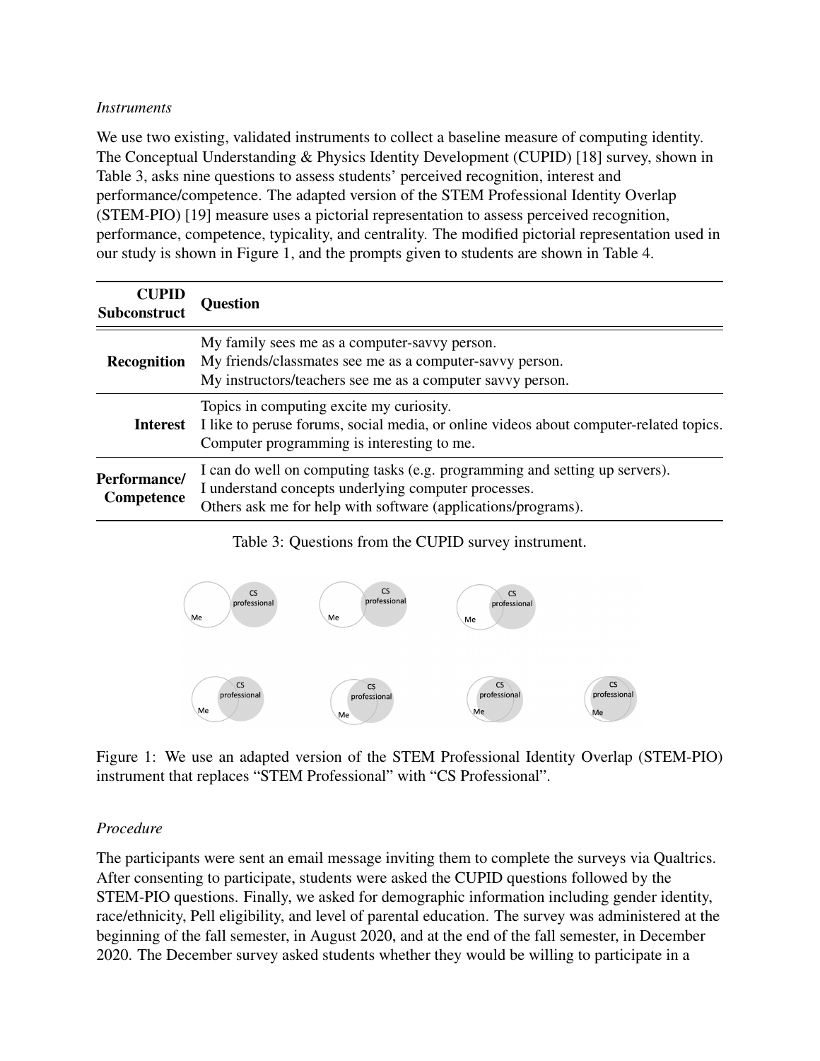*Instruments*

We use two existing, validated instruments to collect a baseline measure of computing identity. The Conceptual Understanding & Physics Identity Development (CUPID) [18] survey, shown in Table 3, asks nine questions to assess students' perceived recognition, interest and performance/competence. The adapted version of the STEM Professional Identity Overlap (STEM-PIO) [19] measure uses a pictorial representation to assess perceived recognition, performance, competence, typicality, and centrality. The modified pictorial representation used in our study is shown in Figure 1, and the prompts given to students are shown in Table 4.

| CUPID Subconstruct | Question |
|---|---|
| **Recognition** | My family sees me as a computer-savvy person.<br>My friends/classmates see me as a computer-savvy person.<br>My instructors/teachers see me as a computer savvy person. |
| **Interest** | Topics in computing excite my curiosity.<br>I like to peruse forums, social media, or online videos about computer-related topics.<br>Computer programming is interesting to me. |
| **Performance/ Competence** | I can do well on computing tasks (e.g. programming and setting up servers).<br>I understand concepts underlying computer processes.<br>Others ask me for help with software (applications/programs). |

Table 3: Questions from the CUPID survey instrument.

Figure 1: We use an adapted version of the STEM Professional Identity Overlap (STEM-PIO) instrument that replaces "STEM Professional" with "CS Professional".

*Procedure*

The participants were sent an email message inviting them to complete the surveys via Qualtrics. After consenting to participate, students were asked the CUPID questions followed by the STEM-PIO questions. Finally, we asked for demographic information including gender identity, race/ethnicity, Pell eligibility, and level of parental education. The survey was administered at the beginning of the fall semester, in August 2020, and at the end of the fall semester, in December 2020. The December survey asked students whether they would be willing to participate in a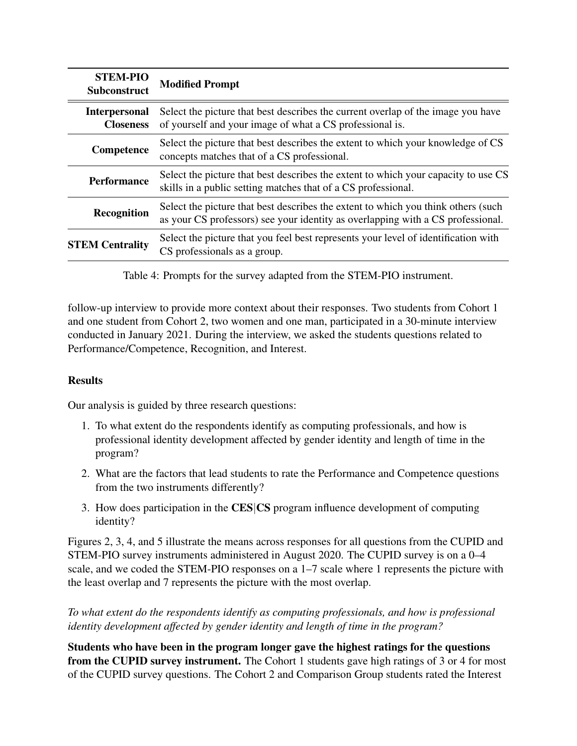| STEM-PIO Subconstruct | Modified Prompt |
|---|---|
| **Interpersonal Closeness** | Select the picture that best describes the current overlap of the image you have of yourself and your image of what a CS professional is. |
| **Competence** | Select the picture that best describes the extent to which your knowledge of CS concepts matches that of a CS professional. |
| **Performance** | Select the picture that best describes the extent to which your capacity to use CS skills in a public setting matches that of a CS professional. |
| **Recognition** | Select the picture that best describes the extent to which you think others (such as your CS professors) see your identity as overlapping with a CS professional. |
| **STEM Centrality** | Select the picture that you feel best represents your level of identification with CS professionals as a group. |

Table 4: Prompts for the survey adapted from the STEM-PIO instrument.

follow-up interview to provide more context about their responses. Two students from Cohort 1 and one student from Cohort 2, two women and one man, participated in a 30-minute interview conducted in January 2021. During the interview, we asked the students questions related to Performance/Competence, Recognition, and Interest.

### Results

Our analysis is guided by three research questions:

1. To what extent do the respondents identify as computing professionals, and how is professional identity development affected by gender identity and length of time in the program?
2. What are the factors that lead students to rate the Performance and Competence questions from the two instruments differently?
3. How does participation in the **CES|CS** program influence development of computing identity?

Figures 2, 3, 4, and 5 illustrate the means across responses for all questions from the CUPID and STEM-PIO survey instruments administered in August 2020. The CUPID survey is on a 0–4 scale, and we coded the STEM-PIO responses on a 1–7 scale where 1 represents the picture with the least overlap and 7 represents the picture with the most overlap.

*To what extent do the respondents identify as computing professionals, and how is professional identity development affected by gender identity and length of time in the program?*

**Students who have been in the program longer gave the highest ratings for the questions from the CUPID survey instrument.** The Cohort 1 students gave high ratings of 3 or 4 for most of the CUPID survey questions. The Cohort 2 and Comparison Group students rated the Interest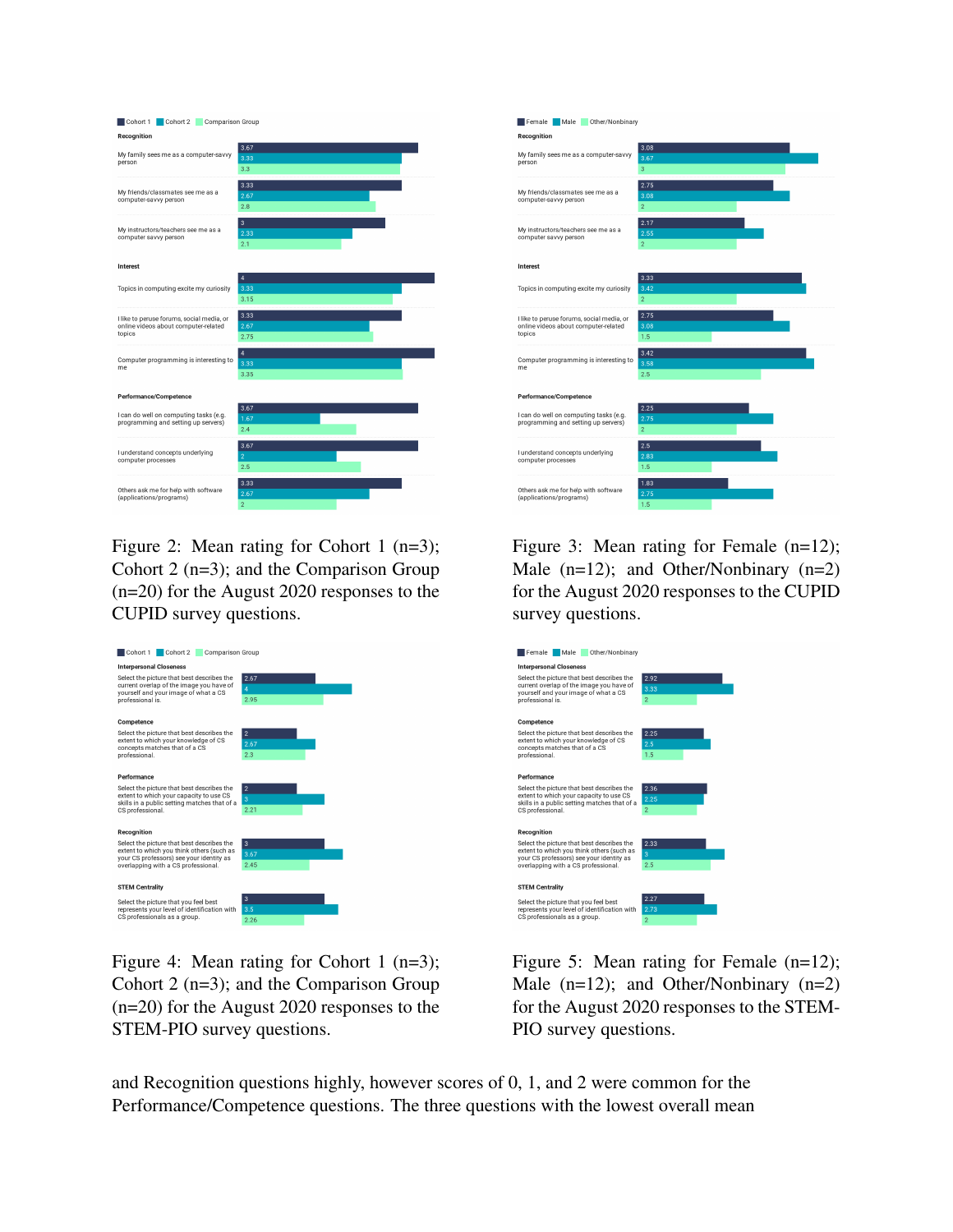| | Cohort 1 | Cohort 2 | Comparison Group |
|---|---|---|---|
| **Recognition** | | | |
| My family sees me as a computer-savvy person | 3.67 | 3.33 | 3.3 |
| My friends/classmates see me as a computer-savvy person | 3.33 | 2.67 | 2.8 |
| My instructors/teachers see me as a computer savvy person | 3 | 2.33 | 2.1 |
| **Interest** | | | |
| Topics in computing excite my curiosity | 4 | 3.33 | 3.15 |
| I like to peruse forums, social media, or online videos about computer-related topics | 3.33 | 2.67 | 2.75 |
| Computer programming is interesting to me | 4 | 3.33 | 3.35 |
| **Performance/Competence** | | | |
| I can do well on computing tasks (e.g. programming and setting up servers) | 3.67 | 1.67 | 2.4 |
| I understand concepts underlying computer processes | 3.67 | 2 | 2.5 |
| Others ask me for help with software (applications/programs) | 3.33 | 2.67 | 2 |

Figure 2: Mean rating for Cohort 1 (n=3); Cohort 2 (n=3); and the Comparison Group (n=20) for the August 2020 responses to the CUPID survey questions.

| | Female | Male | Other/Nonbinary |
|---|---|---|---|
| **Recognition** | | | |
| My family sees me as a computer-savvy person | 3.08 | 3.67 | 3 |
| My friends/classmates see me as a computer-savvy person | 2.75 | 3.08 | 2 |
| My instructors/teachers see me as a computer savvy person | 2.17 | 2.55 | 2 |
| **Interest** | | | |
| Topics in computing excite my curiosity | 3.33 | 3.42 | 2 |
| I like to peruse forums, social media, or online videos about computer-related topics | 2.75 | 3.08 | 1.5 |
| Computer programming is interesting to me | 3.42 | 3.58 | 2.5 |
| **Performance/Competence** | | | |
| I can do well on computing tasks (e.g. programming and setting up servers) | 2.25 | 2.75 | 2 |
| I understand concepts underlying computer processes | 2.5 | 2.83 | 1.5 |
| Others ask me for help with software (applications/programs) | 1.83 | 2.75 | 1.5 |

Figure 3: Mean rating for Female (n=12); Male (n=12); and Other/Nonbinary (n=2) for the August 2020 responses to the CUPID survey questions.

| | Cohort 1 | Cohort 2 | Comparison Group |
|---|---|---|---|
| **Interpersonal Closeness** | | | |
| Select the picture that best describes the current overlap of the image you have of yourself and your image of what a CS professional is. | 2.67 | 4 | 2.95 |
| **Competence** | | | |
| Select the picture that best describes the extent to which your knowledge of CS concepts matches that of a CS professional. | 2 | 2.67 | 2.3 |
| **Performance** | | | |
| Select the picture that best describes the extent to which your capacity to use CS skills in a public setting matches that of a CS professional. | 2 | 3 | 2.21 |
| **Recognition** | | | |
| Select the picture that best describes the extent to which you think others (such as your CS professors) see your identity as overlapping with a CS professional. | 3 | 3.67 | 2.45 |
| **STEM Centrality** | | | |
| Select the picture that you feel best represents your level of identification with CS professionals as a group. | 3 | 3.5 | 2.26 |

Figure 4: Mean rating for Cohort 1 (n=3); Cohort 2 (n=3); and the Comparison Group (n=20) for the August 2020 responses to the STEM-PIO survey questions.

| | Female | Male | Other/Nonbinary |
|---|---|---|---|
| **Interpersonal Closeness** | | | |
| Select the picture that best describes the current overlap of the image you have of yourself and your image of what a CS professional is. | 2.92 | 3.33 | 2 |
| **Competence** | | | |
| Select the picture that best describes the extent to which your knowledge of CS concepts matches that of a CS professional. | 2.25 | 2.5 | 1.5 |
| **Performance** | | | |
| Select the picture that best describes the extent to which your capacity to use CS skills in a public setting matches that of a CS professional. | 2.36 | 2.25 | 2 |
| **Recognition** | | | |
| Select the picture that best describes the extent to which you think others (such as your CS professors) see your identity as overlapping with a CS professional. | 2.33 | 3 | 2.5 |
| **STEM Centrality** | | | |
| Select the picture that you feel best represents your level of identification with CS professionals as a group. | 2.27 | 2.73 | 2 |

Figure 5: Mean rating for Female (n=12); Male (n=12); and Other/Nonbinary (n=2) for the August 2020 responses to the STEM-PIO survey questions.

and Recognition questions highly, however scores of 0, 1, and 2 were common for the Performance/Competence questions. The three questions with the lowest overall mean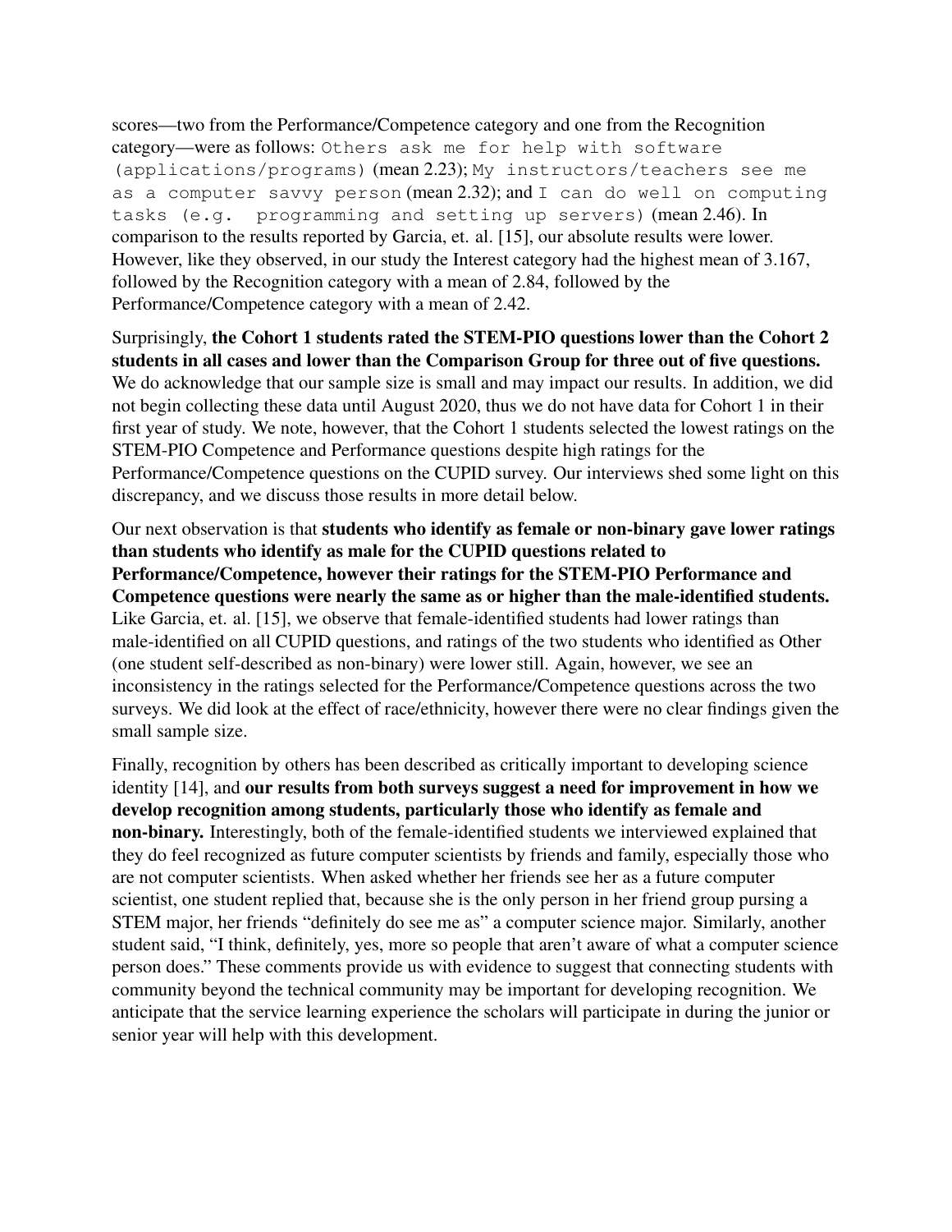scores—two from the Performance/Competence category and one from the Recognition category—were as follows: `Others ask me for help with software (applications/programs)` (mean 2.23); `My instructors/teachers see me as a computer savvy person` (mean 2.32); and `I can do well on computing tasks (e.g. programming and setting up servers)` (mean 2.46). In comparison to the results reported by Garcia, et. al. [15], our absolute results were lower. However, like they observed, in our study the Interest category had the highest mean of 3.167, followed by the Recognition category with a mean of 2.84, followed by the Performance/Competence category with a mean of 2.42.

Surprisingly, **the Cohort 1 students rated the STEM-PIO questions lower than the Cohort 2 students in all cases and lower than the Comparison Group for three out of five questions.** We do acknowledge that our sample size is small and may impact our results. In addition, we did not begin collecting these data until August 2020, thus we do not have data for Cohort 1 in their first year of study. We note, however, that the Cohort 1 students selected the lowest ratings on the STEM-PIO Competence and Performance questions despite high ratings for the Performance/Competence questions on the CUPID survey. Our interviews shed some light on this discrepancy, and we discuss those results in more detail below.

Our next observation is that **students who identify as female or non-binary gave lower ratings than students who identify as male for the CUPID questions related to Performance/Competence, however their ratings for the STEM-PIO Performance and Competence questions were nearly the same as or higher than the male-identified students.** Like Garcia, et. al. [15], we observe that female-identified students had lower ratings than male-identified on all CUPID questions, and ratings of the two students who identified as Other (one student self-described as non-binary) were lower still. Again, however, we see an inconsistency in the ratings selected for the Performance/Competence questions across the two surveys. We did look at the effect of race/ethnicity, however there were no clear findings given the small sample size.

Finally, recognition by others has been described as critically important to developing science identity [14], and **our results from both surveys suggest a need for improvement in how we develop recognition among students, particularly those who identify as female and non-binary.** Interestingly, both of the female-identified students we interviewed explained that they do feel recognized as future computer scientists by friends and family, especially those who are not computer scientists. When asked whether her friends see her as a future computer scientist, one student replied that, because she is the only person in her friend group pursing a STEM major, her friends "definitely do see me as" a computer science major. Similarly, another student said, "I think, definitely, yes, more so people that aren't aware of what a computer science person does." These comments provide us with evidence to suggest that connecting students with community beyond the technical community may be important for developing recognition. We anticipate that the service learning experience the scholars will participate in during the junior or senior year will help with this development.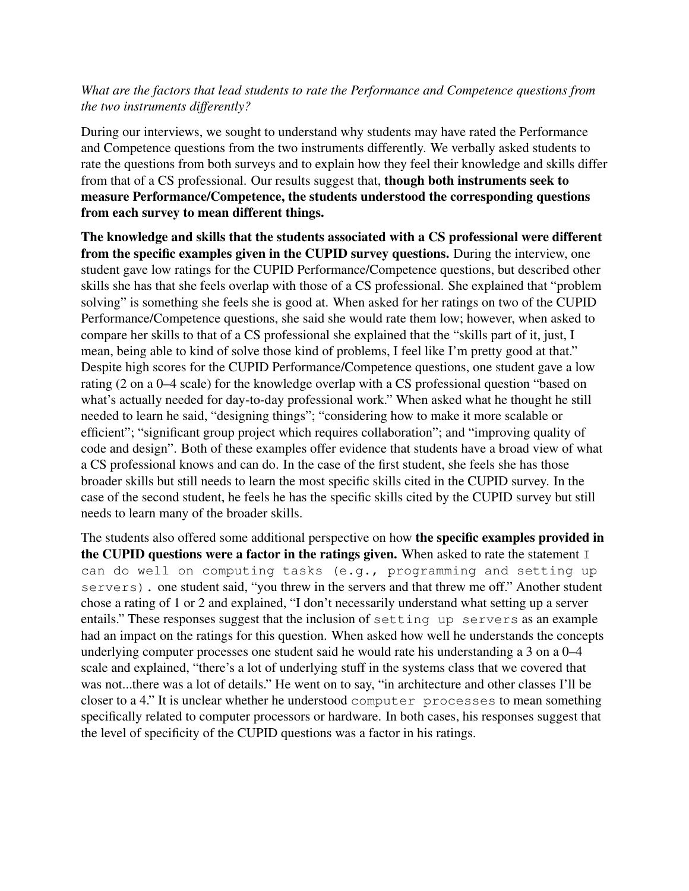*What are the factors that lead students to rate the Performance and Competence questions from the two instruments differently?*

During our interviews, we sought to understand why students may have rated the Performance and Competence questions from the two instruments differently. We verbally asked students to rate the questions from both surveys and to explain how they feel their knowledge and skills differ from that of a CS professional. Our results suggest that, **though both instruments seek to measure Performance/Competence, the students understood the corresponding questions from each survey to mean different things.**

**The knowledge and skills that the students associated with a CS professional were different from the specific examples given in the CUPID survey questions.** During the interview, one student gave low ratings for the CUPID Performance/Competence questions, but described other skills she has that she feels overlap with those of a CS professional. She explained that "problem solving" is something she feels she is good at. When asked for her ratings on two of the CUPID Performance/Competence questions, she said she would rate them low; however, when asked to compare her skills to that of a CS professional she explained that the "skills part of it, just, I mean, being able to kind of solve those kind of problems, I feel like I'm pretty good at that." Despite high scores for the CUPID Performance/Competence questions, one student gave a low rating (2 on a 0–4 scale) for the knowledge overlap with a CS professional question "based on what's actually needed for day-to-day professional work." When asked what he thought he still needed to learn he said, "designing things"; "considering how to make it more scalable or efficient"; "significant group project which requires collaboration"; and "improving quality of code and design". Both of these examples offer evidence that students have a broad view of what a CS professional knows and can do. In the case of the first student, she feels she has those broader skills but still needs to learn the most specific skills cited in the CUPID survey. In the case of the second student, he feels he has the specific skills cited by the CUPID survey but still needs to learn many of the broader skills.

The students also offered some additional perspective on how **the specific examples provided in the CUPID questions were a factor in the ratings given.** When asked to rate the statement `I can do well on computing tasks (e.g., programming and setting up servers).` one student said, "you threw in the servers and that threw me off." Another student chose a rating of 1 or 2 and explained, "I don't necessarily understand what setting up a server entails." These responses suggest that the inclusion of `setting up servers` as an example had an impact on the ratings for this question. When asked how well he understands the concepts underlying computer processes one student said he would rate his understanding a 3 on a 0–4 scale and explained, "there's a lot of underlying stuff in the systems class that we covered that was not...there was a lot of details." He went on to say, "in architecture and other classes I'll be closer to a 4." It is unclear whether he understood `computer processes` to mean something specifically related to computer processors or hardware. In both cases, his responses suggest that the level of specificity of the CUPID questions was a factor in his ratings.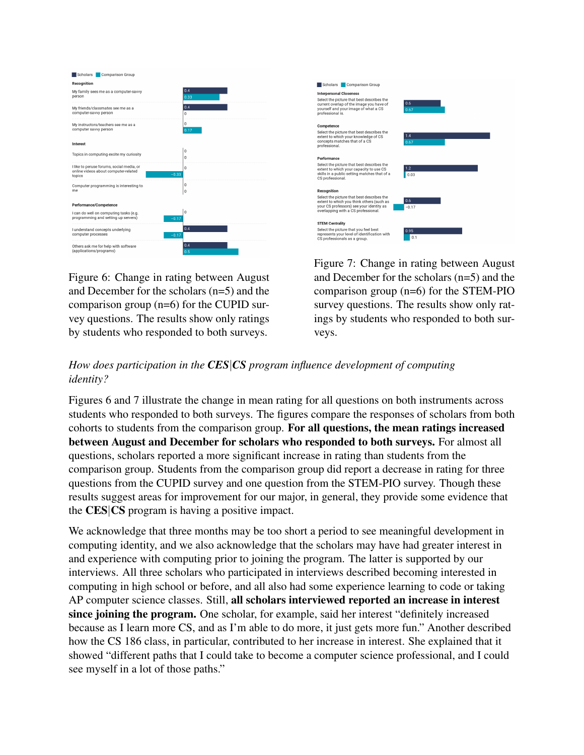Figure 6: Change in rating between August and December for the scholars (n=5) and the comparison group (n=6) for the CUPID survey questions. The results show only ratings by students who responded to both surveys.

Figure 7: Change in rating between August and December for the scholars (n=5) and the comparison group (n=6) for the STEM-PIO survey questions. The results show only ratings by students who responded to both surveys.

*How does participation in the* ***CES|CS*** *program influence development of computing identity?*

Figures 6 and 7 illustrate the change in mean rating for all questions on both instruments across students who responded to both surveys. The figures compare the responses of scholars from both cohorts to students from the comparison group. **For all questions, the mean ratings increased between August and December for scholars who responded to both surveys.** For almost all questions, scholars reported a more significant increase in rating than students from the comparison group. Students from the comparison group did report a decrease in rating for three questions from the CUPID survey and one question from the STEM-PIO survey. Though these results suggest areas for improvement for our major, in general, they provide some evidence that the **CES|CS** program is having a positive impact.

We acknowledge that three months may be too short a period to see meaningful development in computing identity, and we also acknowledge that the scholars may have had greater interest in and experience with computing prior to joining the program. The latter is supported by our interviews. All three scholars who participated in interviews described becoming interested in computing in high school or before, and all also had some experience learning to code or taking AP computer science classes. Still, **all scholars interviewed reported an increase in interest since joining the program.** One scholar, for example, said her interest "definitely increased because as I learn more CS, and as I'm able to do more, it just gets more fun." Another described how the CS 186 class, in particular, contributed to her increase in interest. She explained that it showed "different paths that I could take to become a computer science professional, and I could see myself in a lot of those paths."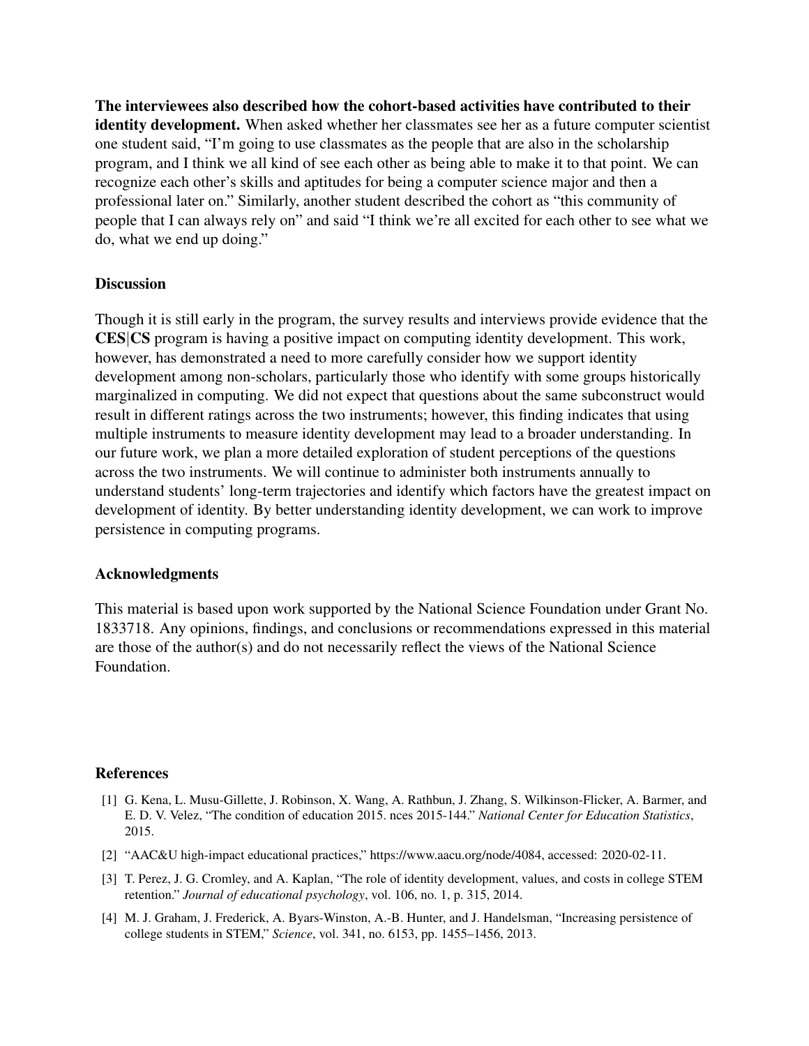**The interviewees also described how the cohort-based activities have contributed to their identity development.** When asked whether her classmates see her as a future computer scientist one student said, "I'm going to use classmates as the people that are also in the scholarship program, and I think we all kind of see each other as being able to make it to that point. We can recognize each other's skills and aptitudes for being a computer science major and then a professional later on." Similarly, another student described the cohort as "this community of people that I can always rely on" and said "I think we're all excited for each other to see what we do, what we end up doing."

## Discussion

Though it is still early in the program, the survey results and interviews provide evidence that the **CES|CS** program is having a positive impact on computing identity development. This work, however, has demonstrated a need to more carefully consider how we support identity development among non-scholars, particularly those who identify with some groups historically marginalized in computing. We did not expect that questions about the same subconstruct would result in different ratings across the two instruments; however, this finding indicates that using multiple instruments to measure identity development may lead to a broader understanding. In our future work, we plan a more detailed exploration of student perceptions of the questions across the two instruments. We will continue to administer both instruments annually to understand students' long-term trajectories and identify which factors have the greatest impact on development of identity. By better understanding identity development, we can work to improve persistence in computing programs.

## Acknowledgments

This material is based upon work supported by the National Science Foundation under Grant No. 1833718. Any opinions, findings, and conclusions or recommendations expressed in this material are those of the author(s) and do not necessarily reflect the views of the National Science Foundation.

## References

[1] G. Kena, L. Musu-Gillette, J. Robinson, X. Wang, A. Rathbun, J. Zhang, S. Wilkinson-Flicker, A. Barmer, and E. D. V. Velez, "The condition of education 2015. nces 2015-144." *National Center for Education Statistics*, 2015.

[2] "AAC&U high-impact educational practices," https://www.aacu.org/node/4084, accessed: 2020-02-11.

[3] T. Perez, J. G. Cromley, and A. Kaplan, "The role of identity development, values, and costs in college STEM retention." *Journal of educational psychology*, vol. 106, no. 1, p. 315, 2014.

[4] M. J. Graham, J. Frederick, A. Byars-Winston, A.-B. Hunter, and J. Handelsman, "Increasing persistence of college students in STEM," *Science*, vol. 341, no. 6153, pp. 1455–1456, 2013.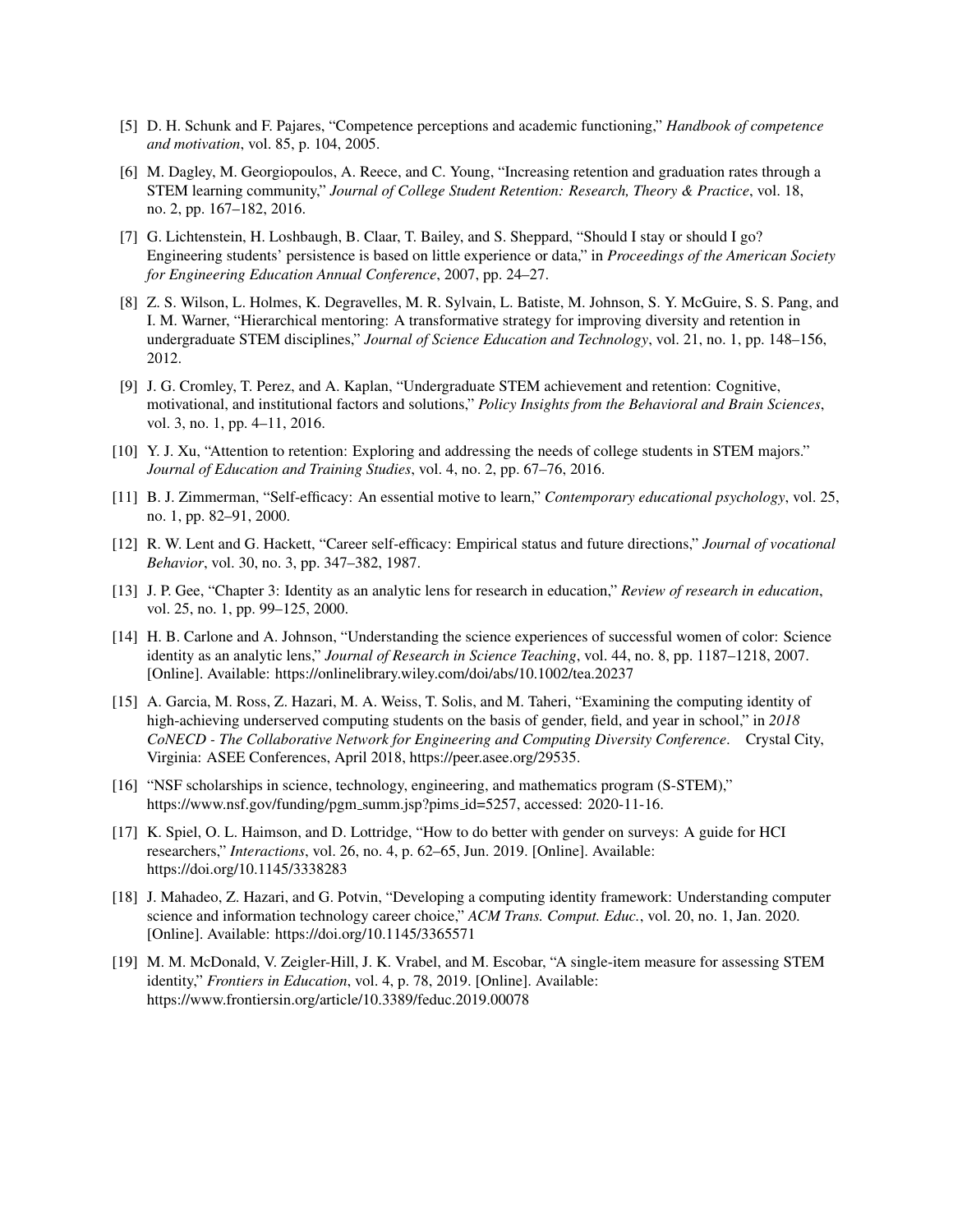[5] D. H. Schunk and F. Pajares, "Competence perceptions and academic functioning," *Handbook of competence and motivation*, vol. 85, p. 104, 2005.

[6] M. Dagley, M. Georgiopoulos, A. Reece, and C. Young, "Increasing retention and graduation rates through a STEM learning community," *Journal of College Student Retention: Research, Theory & Practice*, vol. 18, no. 2, pp. 167–182, 2016.

[7] G. Lichtenstein, H. Loshbaugh, B. Claar, T. Bailey, and S. Sheppard, "Should I stay or should I go? Engineering students' persistence is based on little experience or data," in *Proceedings of the American Society for Engineering Education Annual Conference*, 2007, pp. 24–27.

[8] Z. S. Wilson, L. Holmes, K. Degravelles, M. R. Sylvain, L. Batiste, M. Johnson, S. Y. McGuire, S. S. Pang, and I. M. Warner, "Hierarchical mentoring: A transformative strategy for improving diversity and retention in undergraduate STEM disciplines," *Journal of Science Education and Technology*, vol. 21, no. 1, pp. 148–156, 2012.

[9] J. G. Cromley, T. Perez, and A. Kaplan, "Undergraduate STEM achievement and retention: Cognitive, motivational, and institutional factors and solutions," *Policy Insights from the Behavioral and Brain Sciences*, vol. 3, no. 1, pp. 4–11, 2016.

[10] Y. J. Xu, "Attention to retention: Exploring and addressing the needs of college students in STEM majors." *Journal of Education and Training Studies*, vol. 4, no. 2, pp. 67–76, 2016.

[11] B. J. Zimmerman, "Self-efficacy: An essential motive to learn," *Contemporary educational psychology*, vol. 25, no. 1, pp. 82–91, 2000.

[12] R. W. Lent and G. Hackett, "Career self-efficacy: Empirical status and future directions," *Journal of vocational Behavior*, vol. 30, no. 3, pp. 347–382, 1987.

[13] J. P. Gee, "Chapter 3: Identity as an analytic lens for research in education," *Review of research in education*, vol. 25, no. 1, pp. 99–125, 2000.

[14] H. B. Carlone and A. Johnson, "Understanding the science experiences of successful women of color: Science identity as an analytic lens," *Journal of Research in Science Teaching*, vol. 44, no. 8, pp. 1187–1218, 2007. [Online]. Available: https://onlinelibrary.wiley.com/doi/abs/10.1002/tea.20237

[15] A. Garcia, M. Ross, Z. Hazari, M. A. Weiss, T. Solis, and M. Taheri, "Examining the computing identity of high-achieving underserved computing students on the basis of gender, field, and year in school," in *2018 CoNECD - The Collaborative Network for Engineering and Computing Diversity Conference*. Crystal City, Virginia: ASEE Conferences, April 2018, https://peer.asee.org/29535.

[16] "NSF scholarships in science, technology, engineering, and mathematics program (S-STEM)," https://www.nsf.gov/funding/pgm_summ.jsp?pims_id=5257, accessed: 2020-11-16.

[17] K. Spiel, O. L. Haimson, and D. Lottridge, "How to do better with gender on surveys: A guide for HCI researchers," *Interactions*, vol. 26, no. 4, p. 62–65, Jun. 2019. [Online]. Available: https://doi.org/10.1145/3338283

[18] J. Mahadeo, Z. Hazari, and G. Potvin, "Developing a computing identity framework: Understanding computer science and information technology career choice," *ACM Trans. Comput. Educ.*, vol. 20, no. 1, Jan. 2020. [Online]. Available: https://doi.org/10.1145/3365571

[19] M. M. McDonald, V. Zeigler-Hill, J. K. Vrabel, and M. Escobar, "A single-item measure for assessing STEM identity," *Frontiers in Education*, vol. 4, p. 78, 2019. [Online]. Available: https://www.frontiersin.org/article/10.3389/feduc.2019.00078